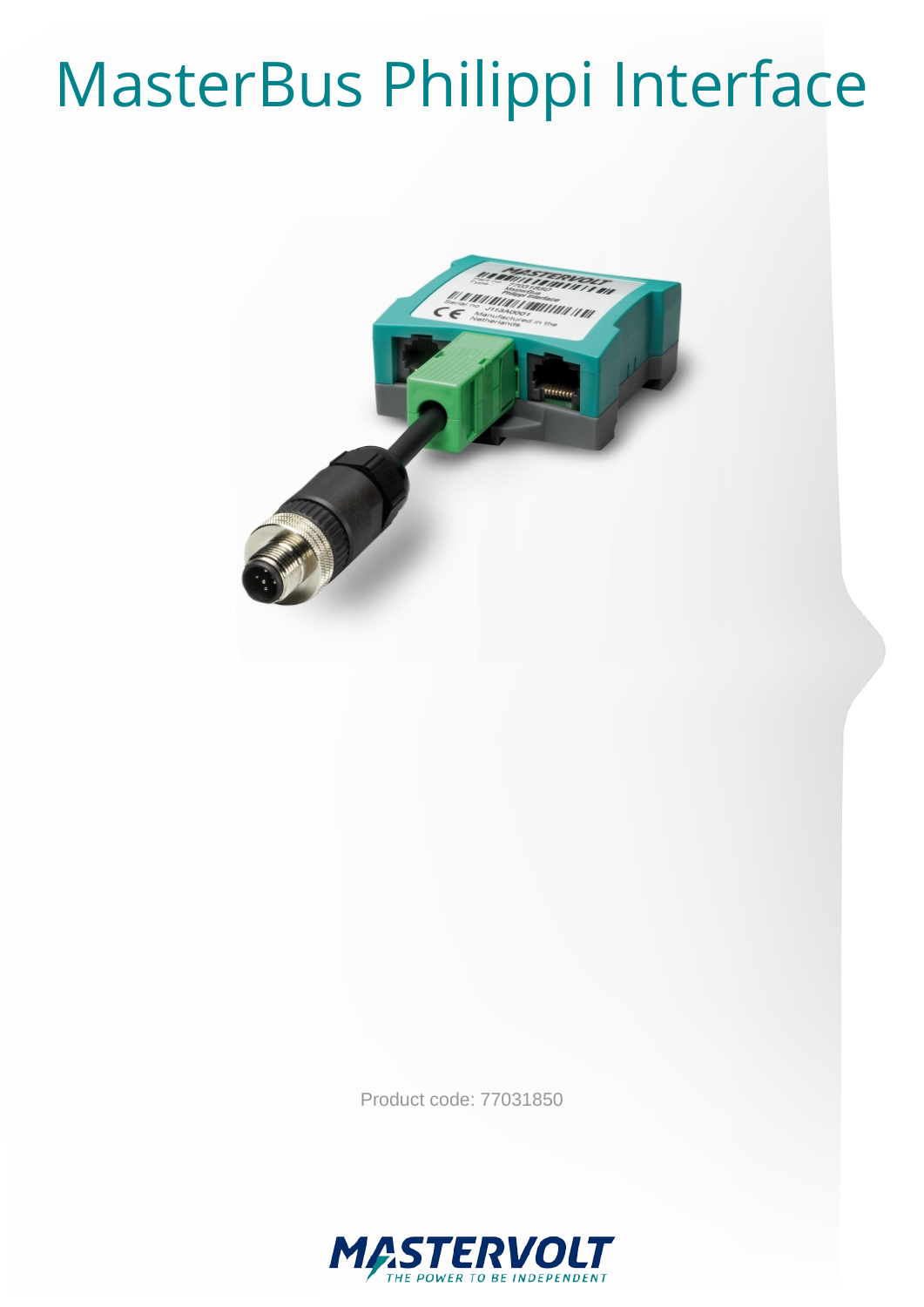# MasterBus Philippi Interface

Product code: 77031850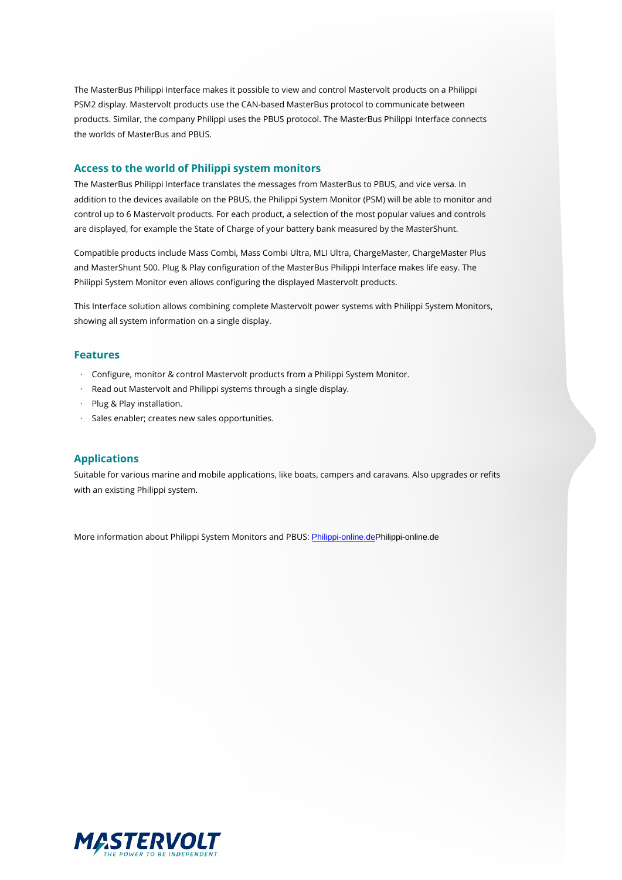The MasterBus Philippi Interface makes it possible to view and control Mastervolt products on a Philippi PSM2 display. Mastervolt products use the CAN-based MasterBus protocol to communicate between products. Similar, the company Philippi uses the PBUS protocol. The MasterBus Philippi Interface connects the worlds of MasterBus and PBUS.

## Access to the world of Philippi system monitors

The MasterBus Philippi Interface translates the messages from MasterBus to PBUS, and vice versa. In addition to the devices available on the PBUS, the Philippi System Monitor (PSM) will be able to monitor and control up to 6 Mastervolt products. For each product, a selection of the most popular values and controls are displayed, for example the State of Charge of your battery bank measured by the MasterShunt.

Compatible products include Mass Combi, Mass Combi Ultra, MLI Ultra, ChargeMaster, ChargeMaster Plus and MasterShunt 500. Plug & Play configuration of the MasterBus Philippi Interface makes life easy. The Philippi System Monitor even allows configuring the displayed Mastervolt products.

This Interface solution allows combining complete Mastervolt power systems with Philippi System Monitors, showing all system information on a single display.

## Features

- Configure, monitor & control Mastervolt products from a Philippi System Monitor.
- Read out Mastervolt and Philippi systems through a single display.
- Plug & Play installation.
- Sales enabler; creates new sales opportunities.

## Applications

Suitable for various marine and mobile applications, like boats, campers and caravans. Also upgrades or refits with an existing Philippi system.

More information about Philippi System Monitors and PBUS: Philippi-online.dePhilippi-online.de

MASTERVOLT
THE POWER TO BE INDEPENDENT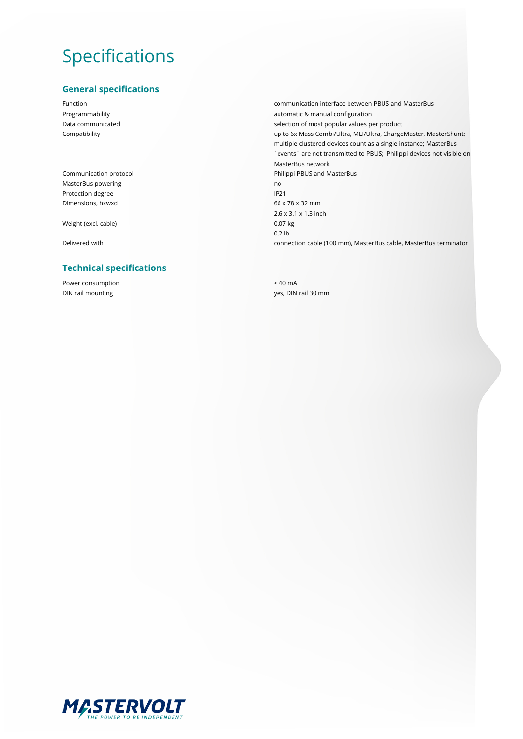# Specifications

## General specifications

| | |
|---|---|
| Function | communication interface between PBUS and MasterBus |
| Programmability | automatic & manual configuration |
| Data communicated | selection of most popular values per product |
| Compatibility | up to 6x Mass Combi/Ultra, MLI/Ultra, ChargeMaster, MasterShunt; multiple clustered devices count as a single instance; MasterBus `events´ are not transmitted to PBUS; Philippi devices not visible on MasterBus network |
| Communication protocol | Philippi PBUS and MasterBus |
| MasterBus powering | no |
| Protection degree | IP21 |
| Dimensions, hxwxd | 66 x 78 x 32 mm<br>2.6 x 3.1 x 1.3 inch |
| Weight (excl. cable) | 0.07 kg<br>0.2 lb |
| Delivered with | connection cable (100 mm), MasterBus cable, MasterBus terminator |

## Technical specifications

| | |
|---|---|
| Power consumption | < 40 mA |
| DIN rail mounting | yes, DIN rail 30 mm |

MASTERVOLT
THE POWER TO BE INDEPENDENT